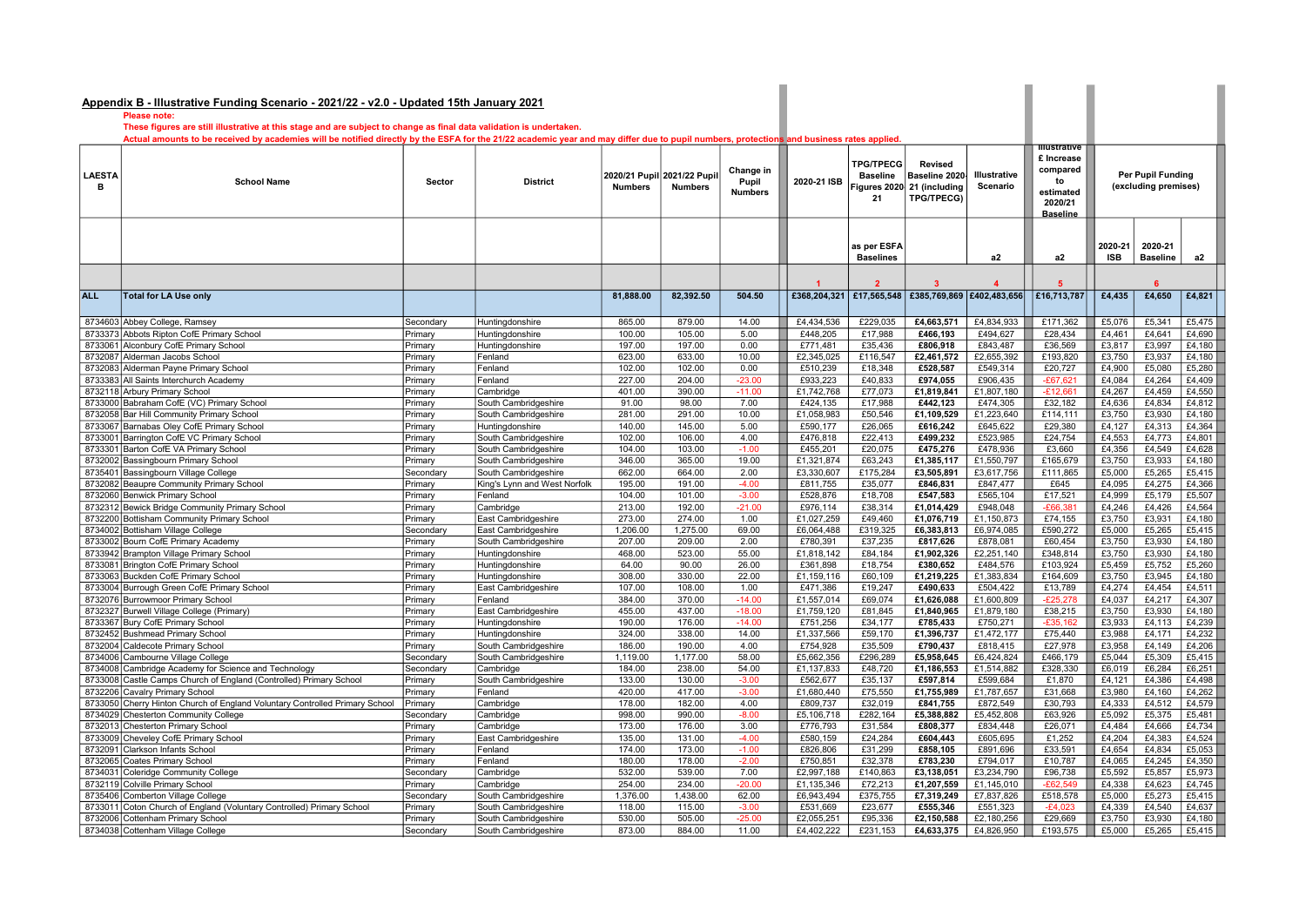## Appendix B - Illustrative Funding Scenario - 2021/22 - v2.0 - Updated 15th January 2021

**Please note:**

**These figures are still illustrative at this stage and are subject to change as final data validation is undertaken.**

**Actual amounts to be received by academies will be notified directly by the ESFA for the 21/22 academic year and may differ due to pupil numbers, protections and business rates applied.**

| LAESTAB | School Name | Sector | District | 2020/21 Pupil Numbers | 2021/22 Pupil Numbers | Change in Pupil Numbers | 2020-21 ISB | TPG/TPECG Baseline Figures 2020-21 | Revised Baseline 2020-21 (including TPG/TPECG) | Illustrative Scenario | Illustrative £ Increase compared to estimated 2020/21 Baseline | Per Pupil Funding (excluding premises) | | |
|---|---|---|---|---|---|---|---|---|---|---|---|---|---|---|
| | | | | | | | | as per ESFA Baselines | | a2 | a2 | 2020-21 ISB | 2020-21 Baseline | a2 |
| | | | | | | | 1 | 2 | 3 | 4 | 5 | | 6 | |
| ALL | Total for LA Use only | | | 81,888.00 | 82,392.50 | 504.50 | £368,204,321 | £17,565,548 | £385,769,869 | £402,483,656 | £16,713,787 | £4,435 | £4,650 | £4,821 |
| 8734603 | Abbey College, Ramsey | Secondary | Huntingdonshire | 865.00 | 879.00 | 14.00 | £4,434,536 | £229,035 | £4,663,571 | £4,834,933 | £171,362 | £5,076 | £5,341 | £5,475 |
| 8733373 | Abbots Ripton CofE Primary School | Primary | Huntingdonshire | 100.00 | 105.00 | 5.00 | £448,205 | £17,988 | £466,193 | £494,627 | £28,434 | £4,461 | £4,641 | £4,690 |
| 8733061 | Alconbury CofE Primary School | Primary | Huntingdonshire | 197.00 | 197.00 | 0.00 | £771,481 | £35,436 | £806,918 | £843,487 | £36,569 | £3,817 | £3,997 | £4,180 |
| 8732087 | Alderman Jacobs School | Primary | Fenland | 623.00 | 633.00 | 10.00 | £2,345,025 | £116,547 | £2,461,572 | £2,655,392 | £193,820 | £3,750 | £3,937 | £4,180 |
| 8732083 | Alderman Payne Primary School | Primary | Fenland | 102.00 | 102.00 | 0.00 | £510,239 | £18,348 | £528,587 | £549,314 | £20,727 | £4,900 | £5,080 | £5,280 |
| 8733383 | All Saints Interchurch Academy | Primary | Fenland | 227.00 | 204.00 | -23.00 | £933,223 | £40,833 | £974,055 | £906,435 | -£67,621 | £4,084 | £4,264 | £4,409 |
| 8732118 | Arbury Primary School | Primary | Cambridge | 401.00 | 390.00 | -11.00 | £1,742,768 | £77,073 | £1,819,841 | £1,807,180 | -£12,661 | £4,267 | £4,459 | £4,550 |
| 8733000 | Babraham CofE (VC) Primary School | Primary | South Cambridgeshire | 91.00 | 98.00 | 7.00 | £424,135 | £17,988 | £442,123 | £474,305 | £32,182 | £4,636 | £4,834 | £4,812 |
| 8732058 | Bar Hill Community Primary School | Primary | South Cambridgeshire | 281.00 | 291.00 | 10.00 | £1,058,983 | £50,546 | £1,109,529 | £1,223,640 | £114,111 | £3,750 | £3,930 | £4,180 |
| 8733067 | Barnabas Oley CofE Primary School | Primary | Huntingdonshire | 140.00 | 145.00 | 5.00 | £590,177 | £26,065 | £616,242 | £645,622 | £29,380 | £4,127 | £4,313 | £4,364 |
| 8733001 | Barrington CofE VC Primary School | Primary | South Cambridgeshire | 102.00 | 106.00 | 4.00 | £476,818 | £22,413 | £499,232 | £523,985 | £24,754 | £4,553 | £4,773 | £4,801 |
| 8733301 | Barton CofE VA Primary School | Primary | South Cambridgeshire | 104.00 | 103.00 | -1.00 | £455,201 | £20,075 | £475,276 | £478,936 | £3,660 | £4,356 | £4,549 | £4,628 |
| 8732002 | Bassingbourn Primary School | Primary | South Cambridgeshire | 346.00 | 365.00 | 19.00 | £1,321,874 | £63,243 | £1,385,117 | £1,550,797 | £165,679 | £3,750 | £3,933 | £4,180 |
| 8735401 | Bassingbourn Village College | Secondary | South Cambridgeshire | 662.00 | 664.00 | 2.00 | £3,330,607 | £175,284 | £3,505,891 | £3,617,756 | £111,865 | £5,000 | £5,265 | £5,415 |
| 8732082 | Beaupre Community Primary School | Primary | King's Lynn and West Norfolk | 195.00 | 191.00 | -4.00 | £811,755 | £35,077 | £846,831 | £847,477 | £645 | £4,095 | £4,275 | £4,366 |
| 8732060 | Benwick Primary School | Primary | Fenland | 104.00 | 101.00 | -3.00 | £528,876 | £18,708 | £547,583 | £565,104 | £17,521 | £4,999 | £5,179 | £5,507 |
| 8732312 | Bewick Bridge Community Primary School | Primary | Cambridge | 213.00 | 192.00 | -21.00 | £976,114 | £38,314 | £1,014,429 | £948,048 | -£66,381 | £4,246 | £4,426 | £4,564 |
| 8732200 | Bottisham Community Primary School | Primary | East Cambridgeshire | 273.00 | 274.00 | 1.00 | £1,027,259 | £49,460 | £1,076,719 | £1,150,873 | £74,155 | £3,750 | £3,931 | £4,180 |
| 8734002 | Bottisham Village College | Secondary | East Cambridgeshire | 1,206.00 | 1,275.00 | 69.00 | £6,064,488 | £319,325 | £6,383,813 | £6,974,085 | £590,272 | £5,000 | £5,265 | £5,415 |
| 8733002 | Bourn CofE Primary Academy | Primary | South Cambridgeshire | 207.00 | 209.00 | 2.00 | £780,391 | £37,235 | £817,626 | £878,081 | £60,454 | £3,750 | £3,930 | £4,180 |
| 8733942 | Brampton Village Primary School | Primary | Huntingdonshire | 468.00 | 523.00 | 55.00 | £1,818,142 | £84,184 | £1,902,326 | £2,251,140 | £348,814 | £3,750 | £3,930 | £4,180 |
| 8733081 | Brington CofE Primary School | Primary | Huntingdonshire | 64.00 | 90.00 | 26.00 | £361,898 | £18,754 | £380,652 | £484,576 | £103,924 | £5,459 | £5,752 | £5,260 |
| 8733063 | Buckden CofE Primary School | Primary | Huntingdonshire | 308.00 | 330.00 | 22.00 | £1,159,116 | £60,109 | £1,219,225 | £1,383,834 | £164,609 | £3,750 | £3,945 | £4,180 |
| 8733004 | Burrough Green CofE Primary School | Primary | East Cambridgeshire | 107.00 | 108.00 | 1.00 | £471,386 | £19,247 | £490,633 | £504,422 | £13,789 | £4,274 | £4,454 | £4,511 |
| 8732076 | Burrowmoor Primary School | Primary | Fenland | 384.00 | 370.00 | -14.00 | £1,557,014 | £69,074 | £1,626,088 | £1,600,809 | -£25,278 | £4,037 | £4,217 | £4,307 |
| 8732327 | Burwell Village College (Primary) | Primary | East Cambridgeshire | 455.00 | 437.00 | -18.00 | £1,759,120 | £81,845 | £1,840,965 | £1,879,180 | £38,215 | £3,750 | £3,930 | £4,180 |
| 8733367 | Bury CofE Primary School | Primary | Huntingdonshire | 190.00 | 176.00 | -14.00 | £751,256 | £34,177 | £785,433 | £750,271 | -£35,162 | £3,933 | £4,113 | £4,239 |
| 8732452 | Bushmead Primary School | Primary | Huntingdonshire | 324.00 | 338.00 | 14.00 | £1,337,566 | £59,170 | £1,396,737 | £1,472,177 | £75,440 | £3,988 | £4,171 | £4,232 |
| 8732004 | Caldecote Primary School | Primary | South Cambridgeshire | 186.00 | 190.00 | 4.00 | £754,928 | £35,509 | £790,437 | £818,415 | £27,978 | £3,958 | £4,149 | £4,206 |
| 8734006 | Cambourne Village College | Secondary | South Cambridgeshire | 1,119.00 | 1,177.00 | 58.00 | £5,662,356 | £296,289 | £5,958,645 | £6,424,824 | £466,179 | £5,044 | £5,309 | £5,415 |
| 8734008 | Cambridge Academy for Science and Technology | Secondary | Cambridge | 184.00 | 238.00 | 54.00 | £1,137,833 | £48,720 | £1,186,553 | £1,514,882 | £328,330 | £6,019 | £6,284 | £6,251 |
| 8733008 | Castle Camps Church of England (Controlled) Primary School | Primary | South Cambridgeshire | 133.00 | 130.00 | -3.00 | £562,677 | £35,137 | £597,814 | £599,684 | £1,870 | £4,121 | £4,386 | £4,498 |
| 8732206 | Cavalry Primary School | Primary | Fenland | 420.00 | 417.00 | -3.00 | £1,680,440 | £75,550 | £1,755,989 | £1,787,657 | £31,668 | £3,980 | £4,160 | £4,262 |
| 8733050 | Cherry Hinton Church of England Voluntary Controlled Primary School | Primary | Cambridge | 178.00 | 182.00 | 4.00 | £809,737 | £32,019 | £841,755 | £872,549 | £30,793 | £4,333 | £4,512 | £4,579 |
| 8734029 | Chesterton Community College | Secondary | Cambridge | 998.00 | 990.00 | -8.00 | £5,106,718 | £282,164 | £5,388,882 | £5,452,808 | £63,926 | £5,092 | £5,375 | £5,481 |
| 8732013 | Chesterton Primary School | Primary | Cambridge | 173.00 | 176.00 | 3.00 | £776,793 | £31,584 | £808,377 | £834,448 | £26,071 | £4,484 | £4,666 | £4,734 |
| 8733009 | Cheveley CofE Primary School | Primary | East Cambridgeshire | 135.00 | 131.00 | -4.00 | £580,159 | £24,284 | £604,443 | £605,695 | £1,252 | £4,204 | £4,383 | £4,524 |
| 8732091 | Clarkson Infants School | Primary | Fenland | 174.00 | 173.00 | -1.00 | £826,806 | £31,299 | £858,105 | £891,696 | £33,591 | £4,654 | £4,834 | £5,053 |
| 8732065 | Coates Primary School | Primary | Fenland | 180.00 | 178.00 | -2.00 | £750,851 | £32,378 | £783,230 | £794,017 | £10,787 | £4,065 | £4,245 | £4,350 |
| 8734031 | Coleridge Community College | Secondary | Cambridge | 532.00 | 539.00 | 7.00 | £2,997,188 | £140,863 | £3,138,051 | £3,234,790 | £96,738 | £5,592 | £5,857 | £5,973 |
| 8732119 | Colville Primary School | Primary | Cambridge | 254.00 | 234.00 | -20.00 | £1,135,346 | £72,213 | £1,207,559 | £1,145,010 | -£62,549 | £4,338 | £4,623 | £4,745 |
| 8735406 | Comberton Village College | Secondary | South Cambridgeshire | 1,376.00 | 1,438.00 | 62.00 | £6,943,494 | £375,755 | £7,319,249 | £7,837,826 | £518,578 | £5,000 | £5,273 | £5,415 |
| 8733011 | Coton Church of England (Voluntary Controlled) Primary School | Primary | South Cambridgeshire | 118.00 | 115.00 | -3.00 | £531,669 | £23,677 | £555,346 | £551,323 | -£4,023 | £4,339 | £4,540 | £4,637 |
| 8732006 | Cottenham Primary School | Primary | South Cambridgeshire | 530.00 | 505.00 | -25.00 | £2,055,251 | £95,336 | £2,150,588 | £2,180,256 | £29,669 | £3,750 | £3,930 | £4,180 |
| 8734038 | Cottenham Village College | Secondary | South Cambridgeshire | 873.00 | 884.00 | 11.00 | £4,402,222 | £231,153 | £4,633,375 | £4,826,950 | £193,575 | £5,000 | £5,265 | £5,415 |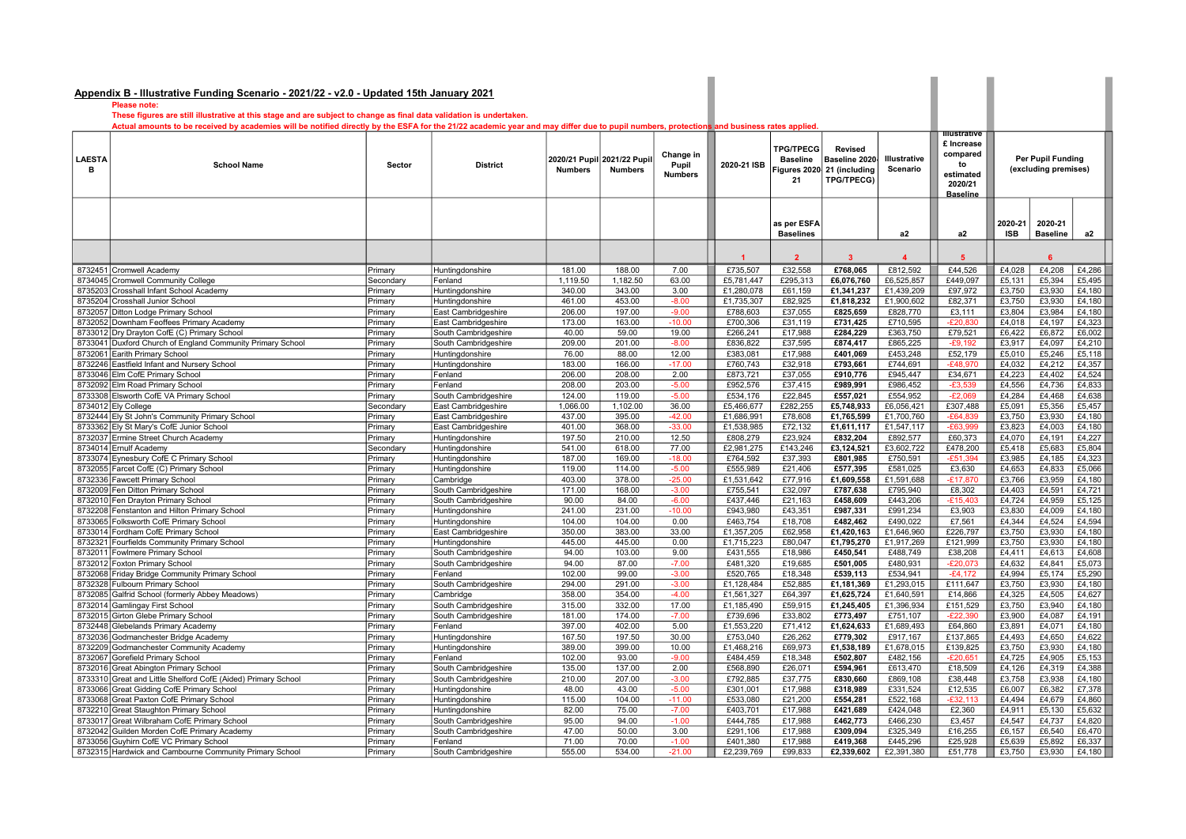## Appendix B - Illustrative Funding Scenario - 2021/22 - v2.0 - Updated 15th January 2021

**Please note:**

**These figures are still illustrative at this stage and are subject to change as final data validation is undertaken.**

**Actual amounts to be received by academies will be notified directly by the ESFA for the 21/22 academic year and may differ due to pupil numbers, protections and business rates applied.**

| LAESTAB | School Name | Sector | District | 2020/21 Pupil Numbers | 2021/22 Pupil Numbers | Change in Pupil Numbers | 2020-21 ISB | TPG/TPECG Baseline Figures 2020-21 | Revised Baseline 2020-21 (including TPG/TPECG) | Illustrative Scenario | Illustrative £ Increase compared to estimated 2020/21 Baseline | Per Pupil Funding (excluding premises) | | |
|---|---|---|---|---|---|---|---|---|---|---|---|---|---|---|
| | | | | | | | | as per ESFA Baselines | | a2 | a2 | 2020-21 ISB | 2020-21 Baseline | a2 |
| | | | | | | | 1 | 2 | 3 | 4 | 5 | | 6 | |
| 8732451 | Cromwell Academy | Primary | Huntingdonshire | 181.00 | 188.00 | 7.00 | £735,507 | £32,558 | £768,065 | £812,592 | £44,526 | £4,028 | £4,208 | £4,286 |
| 8734045 | Cromwell Community College | Secondary | Fenland | 1,119.50 | 1,182.50 | 63.00 | £5,781,447 | £295,313 | £6,076,760 | £6,525,857 | £449,097 | £5,131 | £5,394 | £5,495 |
| 8735203 | Crosshall Infant School Academy | Primary | Huntingdonshire | 340.00 | 343.00 | 3.00 | £1,280,078 | £61,159 | £1,341,237 | £1,439,209 | £97,972 | £3,750 | £3,930 | £4,180 |
| 8735204 | Crosshall Junior School | Primary | Huntingdonshire | 461.00 | 453.00 | -8.00 | £1,735,307 | £82,925 | £1,818,232 | £1,900,602 | £82,371 | £3,750 | £3,930 | £4,180 |
| 8732057 | Ditton Lodge Primary School | Primary | East Cambridgeshire | 206.00 | 197.00 | -9.00 | £788,603 | £37,055 | £825,659 | £828,770 | £3,111 | £3,804 | £3,984 | £4,180 |
| 8732052 | Downham Feoffees Primary Academy | Primary | East Cambridgeshire | 173.00 | 163.00 | -10.00 | £700,306 | £31,119 | £731,425 | £710,595 | -£20,830 | £4,018 | £4,197 | £4,323 |
| 8733012 | Dry Drayton CofE (C) Primary School | Primary | South Cambridgeshire | 40.00 | 59.00 | 19.00 | £266,241 | £17,988 | £284,229 | £363,750 | £79,521 | £6,422 | £6,872 | £6,002 |
| 8733041 | Duxford Church of England Community Primary School | Primary | South Cambridgeshire | 209.00 | 201.00 | -8.00 | £836,822 | £37,595 | £874,417 | £865,225 | -£9,192 | £3,917 | £4,097 | £4,210 |
| 8732061 | Earith Primary School | Primary | Huntingdonshire | 76.00 | 88.00 | 12.00 | £383,081 | £17,988 | £401,069 | £453,248 | £52,179 | £5,010 | £5,246 | £5,118 |
| 8732246 | Eastfield Infant and Nursery School | Primary | Huntingdonshire | 183.00 | 166.00 | -17.00 | £760,743 | £32,918 | £793,661 | £744,691 | -£48,970 | £4,032 | £4,212 | £4,357 |
| 8733046 | Elm CofE Primary School | Primary | Fenland | 206.00 | 208.00 | 2.00 | £873,721 | £37,055 | £910,776 | £945,447 | £34,671 | £4,223 | £4,402 | £4,524 |
| 8732092 | Elm Road Primary School | Primary | Fenland | 208.00 | 203.00 | -5.00 | £952,576 | £37,415 | £989,991 | £986,452 | -£3,539 | £4,556 | £4,736 | £4,833 |
| 8733308 | Elsworth CofE VA Primary School | Primary | South Cambridgeshire | 124.00 | 119.00 | -5.00 | £534,176 | £22,845 | £557,021 | £554,952 | -£2,069 | £4,284 | £4,468 | £4,638 |
| 8734012 | Ely College | Secondary | East Cambridgeshire | 1,066.00 | 1,102.00 | 36.00 | £5,466,677 | £282,255 | £5,748,933 | £6,056,421 | £307,488 | £5,091 | £5,356 | £5,457 |
| 8732444 | Ely St John's Community Primary School | Primary | East Cambridgeshire | 437.00 | 395.00 | -42.00 | £1,686,991 | £78,608 | £1,765,599 | £1,700,760 | -£64,839 | £3,750 | £3,930 | £4,180 |
| 8733362 | Ely St Mary's CofE Junior School | Primary | East Cambridgeshire | 401.00 | 368.00 | -33.00 | £1,538,985 | £72,132 | £1,611,117 | £1,547,117 | -£63,999 | £3,823 | £4,003 | £4,180 |
| 8732037 | Ermine Street Church Academy | Primary | Huntingdonshire | 197.50 | 210.00 | 12.50 | £808,279 | £23,924 | £832,204 | £892,577 | £60,373 | £4,070 | £4,191 | £4,227 |
| 8734014 | Ernulf Academy | Secondary | Huntingdonshire | 541.00 | 618.00 | 77.00 | £2,981,275 | £143,246 | £3,124,521 | £3,602,722 | £478,200 | £5,418 | £5,683 | £5,804 |
| 8733074 | Eynesbury CofE C Primary School | Primary | Huntingdonshire | 187.00 | 169.00 | -18.00 | £764,592 | £37,393 | £801,985 | £750,591 | -£51,394 | £3,985 | £4,185 | £4,323 |
| 8732055 | Farcet CofE (C) Primary School | Primary | Huntingdonshire | 119.00 | 114.00 | -5.00 | £555,989 | £21,406 | £577,395 | £581,025 | £3,630 | £4,653 | £4,833 | £5,066 |
| 8732336 | Fawcett Primary School | Primary | Cambridge | 403.00 | 378.00 | -25.00 | £1,531,642 | £77,916 | £1,609,558 | £1,591,688 | -£17,870 | £3,766 | £3,959 | £4,180 |
| 8732009 | Fen Ditton Primary School | Primary | South Cambridgeshire | 171.00 | 168.00 | -3.00 | £755,541 | £32,097 | £787,638 | £795,940 | £8,302 | £4,403 | £4,591 | £4,721 |
| 8732010 | Fen Drayton Primary School | Primary | South Cambridgeshire | 90.00 | 84.00 | -6.00 | £437,446 | £21,163 | £458,609 | £443,206 | -£15,403 | £4,724 | £4,959 | £5,125 |
| 8732208 | Fenstanton and Hilton Primary School | Primary | Huntingdonshire | 241.00 | 231.00 | -10.00 | £943,980 | £43,351 | £987,331 | £991,234 | £3,903 | £3,830 | £4,009 | £4,180 |
| 8733065 | Folksworth CofE Primary School | Primary | Huntingdonshire | 104.00 | 104.00 | 0.00 | £463,754 | £18,708 | £482,462 | £490,022 | £7,561 | £4,344 | £4,524 | £4,594 |
| 8733014 | Fordham CofE Primary School | Primary | East Cambridgeshire | 350.00 | 383.00 | 33.00 | £1,357,205 | £62,958 | £1,420,163 | £1,646,960 | £226,797 | £3,750 | £3,930 | £4,180 |
| 8732321 | Fourfields Community Primary School | Primary | Huntingdonshire | 445.00 | 445.00 | 0.00 | £1,715,223 | £80,047 | £1,795,270 | £1,917,269 | £121,999 | £3,750 | £3,930 | £4,180 |
| 8732011 | Fowlmere Primary School | Primary | South Cambridgeshire | 94.00 | 103.00 | 9.00 | £431,555 | £18,986 | £450,541 | £488,749 | £38,208 | £4,411 | £4,613 | £4,608 |
| 8732012 | Foxton Primary School | Primary | South Cambridgeshire | 94.00 | 87.00 | -7.00 | £481,320 | £19,685 | £501,005 | £480,931 | -£20,073 | £4,632 | £4,841 | £5,073 |
| 8732068 | Friday Bridge Community Primary School | Primary | Fenland | 102.00 | 99.00 | -3.00 | £520,765 | £18,348 | £539,113 | £534,941 | -£4,172 | £4,994 | £5,174 | £5,290 |
| 8732328 | Fulbourn Primary School | Primary | South Cambridgeshire | 294.00 | 291.00 | -3.00 | £1,128,484 | £52,885 | £1,181,369 | £1,293,015 | £111,647 | £3,750 | £3,930 | £4,180 |
| 8732085 | Galfrid School (formerly Abbey Meadows) | Primary | Cambridge | 358.00 | 354.00 | -4.00 | £1,561,327 | £64,397 | £1,625,724 | £1,640,591 | £14,866 | £4,325 | £4,505 | £4,627 |
| 8732014 | Gamlingay First School | Primary | South Cambridgeshire | 315.00 | 332.00 | 17.00 | £1,185,490 | £59,915 | £1,245,405 | £1,396,934 | £151,529 | £3,750 | £3,940 | £4,180 |
| 8732015 | Girton Glebe Primary School | Primary | South Cambridgeshire | 181.00 | 174.00 | -7.00 | £739,696 | £33,802 | £773,497 | £751,107 | -£22,390 | £3,900 | £4,087 | £4,191 |
| 8732448 | Glebelands Primary Academy | Primary | Fenland | 397.00 | 402.00 | 5.00 | £1,553,220 | £71,412 | £1,624,633 | £1,689,493 | £64,860 | £3,891 | £4,071 | £4,180 |
| 8732036 | Godmanchester Bridge Academy | Primary | Huntingdonshire | 167.50 | 197.50 | 30.00 | £753,040 | £26,262 | £779,302 | £917,167 | £137,865 | £4,493 | £4,650 | £4,622 |
| 8732209 | Godmanchester Community Academy | Primary | Huntingdonshire | 389.00 | 399.00 | 10.00 | £1,468,216 | £69,973 | £1,538,189 | £1,678,015 | £139,825 | £3,750 | £3,930 | £4,180 |
| 8732067 | Gorefield Primary School | Primary | Fenland | 102.00 | 93.00 | -9.00 | £484,459 | £18,348 | £502,807 | £482,156 | -£20,651 | £4,725 | £4,905 | £5,153 |
| 8732016 | Great Abington Primary School | Primary | South Cambridgeshire | 135.00 | 137.00 | 2.00 | £568,890 | £26,071 | £594,961 | £613,470 | £18,509 | £4,126 | £4,319 | £4,388 |
| 8733310 | Great and Little Shelford CofE (Aided) Primary School | Primary | South Cambridgeshire | 210.00 | 207.00 | -3.00 | £792,885 | £37,775 | £830,660 | £869,108 | £38,448 | £3,758 | £3,938 | £4,180 |
| 8733066 | Great Gidding CofE Primary School | Primary | Huntingdonshire | 48.00 | 43.00 | -5.00 | £301,001 | £17,988 | £318,989 | £331,524 | £12,535 | £6,007 | £6,382 | £7,378 |
| 8733068 | Great Paxton CofE Primary School | Primary | Huntingdonshire | 115.00 | 104.00 | -11.00 | £533,080 | £21,200 | £554,281 | £522,168 | -£32,113 | £4,494 | £4,679 | £4,860 |
| 8732210 | Great Staughton Primary School | Primary | Huntingdonshire | 82.00 | 75.00 | -7.00 | £403,701 | £17,988 | £421,689 | £424,048 | £2,360 | £4,911 | £5,130 | £5,632 |
| 8733017 | Great Wilbraham CofE Primary School | Primary | South Cambridgeshire | 95.00 | 94.00 | -1.00 | £444,785 | £17,988 | £462,773 | £466,230 | £3,457 | £4,547 | £4,737 | £4,820 |
| 8732042 | Guilden Morden CofE Primary Academy | Primary | South Cambridgeshire | 47.00 | 50.00 | 3.00 | £291,106 | £17,988 | £309,094 | £325,349 | £16,255 | £6,157 | £6,540 | £6,470 |
| 8733056 | Guyhirn CofE VC Primary School | Primary | Fenland | 71.00 | 70.00 | -1.00 | £401,380 | £17,988 | £419,368 | £445,296 | £25,928 | £5,639 | £5,892 | £6,337 |
| 8732315 | Hardwick and Cambourne Community Primary School | Primary | South Cambridgeshire | 555.00 | 534.00 | -21.00 | £2,239,769 | £99,833 | £2,339,602 | £2,391,380 | £51,778 | £3,750 | £3,930 | £4,180 |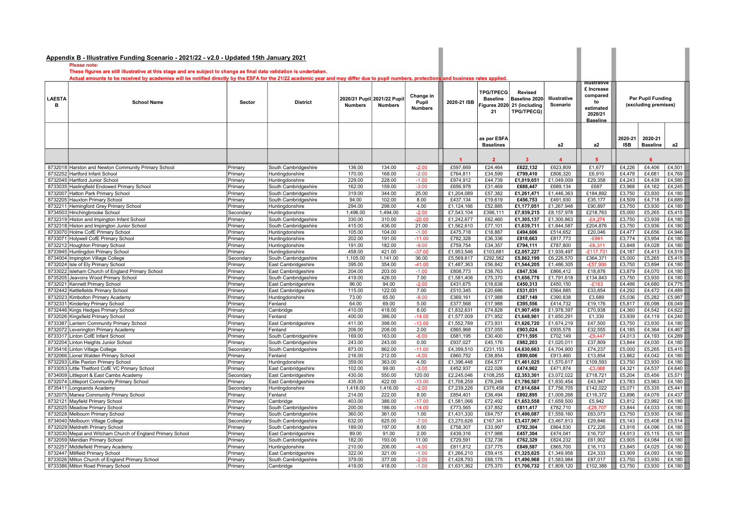## Appendix B - Illustrative Funding Scenario - 2021/22 - v2.0 - Updated 15th January 2021

**Please note:**

**These figures are still illustrative at this stage and are subject to change as final data validation is undertaken.**

**Actual amounts to be received by academies will be notified directly by the ESFA for the 21/22 academic year and may differ due to pupil numbers, protections and business rates applied.**

| LAESTAB | School Name | Sector | District | 2020/21 Pupil Numbers | 2021/22 Pupil Numbers | Change in Pupil Numbers | 2020-21 ISB | TPG/TPECG Baseline Figures 2020-21 | Revised Baseline 2020-21 (including TPG/TPECG) | Illustrative Scenario | Illustrative £ Increase compared to estimated 2020/21 Baseline | Per Pupil Funding (excluding premises) | | |
|---|---|---|---|---|---|---|---|---|---|---|---|---|---|---|
| | | | | | | | | as per ESFA Baselines | | a2 | a2 | 2020-21 ISB | 2020-21 Baseline | a2 |
| | | | | | | | 1 | 2 | 3 | 4 | 5 | 6 | | |
| 8732018 | Harston and Newton Community Primary School | Primary | South Cambridgeshire | 136.00 | 134.00 | -2.00 | £597,669 | £24,464 | **£622,132** | £623,809 | £1,677 | £4,226 | £4,406 | £4,501 |
| 8732252 | Hartford Infant School | Primary | Huntingdonshire | 170.00 | 168.00 | -2.00 | £764,811 | £34,599 | **£799,410** | £806,320 | £6,910 | £4,478 | £4,681 | £4,769 |
| 8732045 | Hartford Junior School | Primary | Huntingdonshire | 229.00 | 228.00 | -1.00 | £974,912 | £44,739 | **£1,019,651** | £1,049,009 | £29,358 | £4,243 | £4,439 | £4,580 |
| 8733035 | Haslingfield Endowed Primary School | Primary | South Cambridgeshire | 162.00 | 159.00 | -3.00 | £656,978 | £31,469 | **£688,447** | £689,134 | £687 | £3,968 | £4,162 | £4,245 |
| 8732007 | Hatton Park Primary School | Primary | South Cambridgeshire | 319.00 | 344.00 | 25.00 | £1,204,089 | £57,382 | **£1,261,471** | £1,446,363 | £184,892 | £3,750 | £3,930 | £4,180 |
| 8732205 | Hauxton Primary School | Primary | South Cambridgeshire | 94.00 | 102.00 | 8.00 | £437,134 | £19,619 | **£456,753** | £491,930 | £35,177 | £4,509 | £4,718 | £4,689 |
| 8732211 | Hemingford Grey Primary School | Primary | Huntingdonshire | 294.00 | 298.00 | 4.00 | £1,124,166 | £52,885 | **£1,177,051** | £1,267,948 | £90,897 | £3,750 | £3,930 | £4,180 |
| 8734503 | Hinchingbrooke School | Secondary | Huntingdonshire | 1,496.00 | 1,494.00 | -2.00 | £7,543,104 | £396,111 | **£7,939,215** | £8,157,978 | £218,763 | £5,000 | £5,265 | £5,415 |
| 8732319 | Histon and Impington Infant School | Primary | South Cambridgeshire | 330.00 | 310.00 | -20.00 | £1,242,677 | £62,460 | **£1,305,137** | £1,300,863 | -£4,274 | £3,750 | £3,939 | £4,180 |
| 8732318 | Histon and Impington Junior School | Primary | South Cambridgeshire | 415.00 | 436.00 | 21.00 | £1,562,610 | £77,101 | **£1,639,711** | £1,844,587 | £204,876 | £3,750 | £3,936 | £4,180 |
| 8733070 | Holme CofE Primary School | Primary | Huntingdonshire | 105.00 | 104.00 | -1.00 | £475,718 | £18,887 | **£494,606** | £514,652 | £20,046 | £4,477 | £4,656 | £4,946 |
| 8733071 | Holywell CofE Primary School | Primary | Huntingdonshire | 202.00 | 191.00 | -11.00 | £782,328 | £36,336 | **£818,663** | £817,773 | -£891 | £3,774 | £3,954 | £4,180 |
| 8732212 | Houghton Primary School | Primary | Huntingdonshire | 191.00 | 182.00 | -9.00 | £759,754 | £34,357 | **£794,111** | £787,800 | -£6,311 | £3,848 | £4,028 | £4,180 |
| 8733945 | Huntingdon Primary School | Primary | Huntingdonshire | 458.00 | 421.00 | -37.00 | £1,953,546 | £103,681 | **£2,057,227** | £1,939,497 | -£117,731 | £4,187 | £4,413 | £4,519 |
| 8734004 | Impington Village College | Secondary | South Cambridgeshire | 1,105.00 | 1,141.00 | 36.00 | £5,569,617 | £292,582 | **£5,862,199** | £6,226,570 | £364,371 | £5,000 | £5,265 | £5,415 |
| 8732024 | Isle of Ely Primary School | Primary | East Cambridgeshire | 395.00 | 354.00 | -41.00 | £1,487,363 | £56,842 | **£1,544,205** | £1,486,305 | -£57,900 | £3,750 | £3,894 | £4,180 |
| 8733022 | Isleham Church of England Primary School | Primary | East Cambridgeshire | 204.00 | 203.00 | -1.00 | £808,773 | £38,763 | **£847,536** | £866,412 | £18,876 | £3,879 | £4,070 | £4,180 |
| 8735205 | Jeavons Wood Primary School | Primary | South Cambridgeshire | 419.00 | 426.00 | 7.00 | £1,581,406 | £75,370 | **£1,656,776** | £1,791,618 | £134,843 | £3,750 | £3,930 | £4,180 |
| 8732021 | Kennett Primary School | Primary | East Cambridgeshire | 96.00 | 94.00 | -2.00 | £431,675 | £18,638 | **£450,313** | £450,150 | -£163 | £4,486 | £4,680 | £4,775 |
| 8732442 | Kettlefields Primary School | Primary | East Cambridgeshire | 115.00 | 122.00 | 7.00 | £510,345 | £20,686 | **£531,031** | £564,885 | £33,854 | £4,292 | £4,472 | £4,489 |
| 8732023 | Kimbolton Primary Academy | Primary | Huntingdonshire | 73.00 | 65.00 | -8.00 | £369,161 | £17,988 | **£387,149** | £390,838 | £3,689 | £5,036 | £5,282 | £5,987 |
| 8732331 | Kinderley Primary School | Primary | Fenland | 64.00 | 69.00 | 5.00 | £377,568 | £17,988 | **£395,556** | £414,732 | £19,176 | £5,817 | £6,098 | £6,049 |
| 8732446 | Kings Hedges Primary School | Primary | Cambridge | 410.00 | 418.00 | 8.00 | £1,832,631 | £74,828 | **£1,907,459** | £1,978,397 | £70,938 | £4,360 | £4,542 | £4,622 |
| 8732026 | Kingsfield Primary School | Primary | Fenland | 400.00 | 386.00 | -14.00 | £1,577,009 | £71,952 | **£1,648,961** | £1,650,291 | £1,330 | £3,939 | £4,119 | £4,240 |
| 8733387 | Lantern Community Primary School | Primary | East Cambridgeshire | 411.00 | 398.00 | -13.00 | £1,552,789 | £73,931 | **£1,626,720** | £1,674,219 | £47,500 | £3,750 | £3,930 | £4,180 |
| 8732072 | Leverington Primary Academy | Primary | Fenland | 206.00 | 208.00 | 2.00 | £865,968 | £37,055 | **£903,024** | £935,578 | £32,555 | £4,185 | £4,364 | £4,467 |
| 8733317 | Linton CofE Infant School | Primary | South Cambridgeshire | 169.00 | 163.00 | -6.00 | £681,195 | £30,400 | **£711,595** | £702,149 | -£9,447 | £4,013 | £4,193 | £4,289 |
| 8732204 | Linton Heights Junior School | Primary | South Cambridgeshire | 243.00 | 243.00 | 0.00 | £937,027 | £45,176 | **£982,203** | £1,020,011 | £37,809 | £3,844 | £4,030 | £4,180 |
| 8735416 | Linton Village College | Secondary | South Cambridgeshire | 873.00 | 862.00 | -11.00 | £4,399,510 | £231,153 | **£4,630,663** | £4,704,900 | £74,237 | £5,000 | £5,265 | £5,415 |
| 8732066 | Lionel Walden Primary School | Primary | Fenland | 216.00 | 212.00 | -4.00 | £860,752 | £38,854 | **£899,606** | £913,460 | £13,854 | £3,862 | £4,042 | £4,180 |
| 8732293 | Little Paxton Primary School | Primary | Huntingdonshire | 359.00 | 363.00 | 4.00 | £1,396,448 | £64,577 | **£1,461,025** | £1,570,617 | £109,593 | £3,750 | £3,930 | £4,180 |
| 8733053 | Little Thetford CofE VC Primary School | Primary | East Cambridgeshire | 102.00 | 99.00 | -3.00 | £452,937 | £22,026 | **£474,962** | £471,874 | -£3,088 | £4,321 | £4,537 | £4,640 |
| 8734009 | Littleport & East Cambs Academy | Secondary | East Cambridgeshire | 430.00 | 550.00 | 120.00 | £2,245,046 | £108,255 | **£2,353,301** | £3,072,022 | £718,721 | £5,204 | £5,456 | £5,571 |
| 8732074 | Littleport Community Primary School | Primary | East Cambridgeshire | 435.00 | 422.00 | -13.00 | £1,708,259 | £78,248 | **£1,786,507** | £1,830,454 | £43,947 | £3,783 | £3,963 | £4,180 |
| 8735411 | Longsands Academy | Secondary | Huntingdonshire | 1,418.00 | 1,416.00 | -2.00 | £7,239,226 | £375,458 | **£7,614,684** | £7,756,705 | £142,022 | £5,071 | £5,335 | £5,441 |
| 8732075 | Manea Community Primary School | Primary | Fenland | 214.00 | 222.00 | 8.00 | £854,401 | £38,494 | **£892,895** | £1,009,268 | £116,372 | £3,896 | £4,076 | £4,437 |
| 8732121 | Mayfield Primary School | Primary | Cambridge | 403.00 | 386.00 | -17.00 | £1,581,066 | £72,492 | **£1,653,558** | £1,659,500 | £5,942 | £3,812 | £3,992 | £4,180 |
| 8732025 | Meadow Primary School | Primary | South Cambridgeshire | 200.00 | 186.00 | -14.00 | £773,565 | £37,852 | **£811,417** | £782,710 | -£28,707 | £3,844 | £4,033 | £4,180 |
| 8732028 | Melbourn Primary School | Primary | South Cambridgeshire | 360.00 | 361.00 | 1.00 | £1,431,330 | £64,757 | **£1,496,087** | £1,559,160 | £63,073 | £3,750 | £3,930 | £4,180 |
| 8734040 | Melbourn Village College | Secondary | South Cambridgeshire | 632.00 | 625.00 | -7.00 | £3,270,626 | £167,341 | **£3,437,967** | £3,467,813 | £29,846 | £5,143 | £5,408 | £5,514 |
| 8732029 | Meldreth Primary School | Primary | South Cambridgeshire | 189.00 | 197.00 | 8.00 | £758,307 | £33,997 | **£792,304** | £864,530 | £72,226 | £3,916 | £4,096 | £4,180 |
| 8732030 | Mepal and Witcham Church of England Primary School | Primary | East Cambridgeshire | 89.00 | 91.00 | 2.00 | £439,316 | £17,988 | **£457,304** | £474,041 | £16,737 | £4,913 | £5,115 | £5,161 |
| 8732059 | Meridian Primary School | Primary | South Cambridgeshire | 182.00 | 193.00 | 11.00 | £729,591 | £32,738 | **£762,329** | £824,232 | £61,902 | £3,905 | £4,084 | £4,180 |
| 8732257 | Middlefield Primary Academy | Primary | Huntingdonshire | 210.00 | 206.00 | -4.00 | £811,812 | £37,775 | **£849,587** | £865,700 | £16,113 | £3,845 | £4,025 | £4,180 |
| 8732447 | Millfield Primary School | Primary | East Cambridgeshire | 322.00 | 321.00 | -1.00 | £1,266,210 | £59,415 | **£1,325,625** | £1,349,958 | £24,333 | £3,909 | £4,093 | £4,180 |
| 8733026 | Milton Church of England Primary School | Primary | South Cambridgeshire | 379.00 | 377.00 | -2.00 | £1,428,793 | £68,175 | **£1,496,968** | £1,583,984 | £87,017 | £3,750 | £3,930 | £4,180 |
| 8733386 | Milton Road Primary School | Primary | Cambridge | 419.00 | 418.00 | -1.00 | £1,631,362 | £75,370 | **£1,706,732** | £1,809,120 | £102,388 | £3,750 | £3,930 | £4,180 |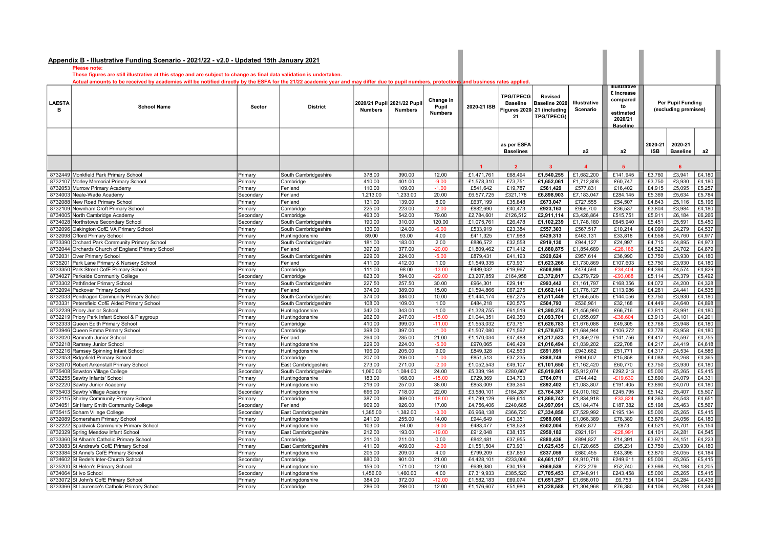## Appendix B - Illustrative Funding Scenario - 2021/22 - v2.0 - Updated 15th January 2021

**Please note:**

**These figures are still illustrative at this stage and are subject to change as final data validation is undertaken.**

**Actual amounts to be received by academies will be notified directly by the ESFA for the 21/22 academic year and may differ due to pupil numbers, protections and business rates applied.**

| LAESTAB | School Name | Sector | District | 2020/21 Pupil Numbers | 2021/22 Pupil Numbers | Change in Pupil Numbers | 2020-21 ISB | TPG/TPECG Baseline Figures 2020-21 | Revised Baseline 2020-21 (including TPG/TPECG) | Illustrative Scenario | Illustrative £ Increase compared to estimated 2020/21 Baseline | Per Pupil Funding (excluding premises) | | |
|---|---|---|---|---|---|---|---|---|---|---|---|---|---|---|
| | | | | | | | | as per ESFA Baselines | | a2 | a2 | 2020-21 ISB | 2020-21 Baseline | a2 |
| | | | | | | | 1 | 2 | 3 | 4 | 5 | 6 | | |
| 8732449 | Monkfield Park Primary School | Primary | South Cambridgeshire | 378.00 | 390.00 | 12.00 | £1,471,761 | £68,494 | £1,540,255 | £1,682,200 | £141,945 | £3,760 | £3,941 | £4,180 |
| 8732107 | Morley Memorial Primary School | Primary | Cambridge | 410.00 | 401.00 | -9.00 | £1,578,310 | £73,751 | £1,652,061 | £1,712,808 | £60,747 | £3,750 | £3,930 | £4,180 |
| 8732053 | Murrow Primary Academy | Primary | Fenland | 110.00 | 109.00 | -1.00 | £541,642 | £19,787 | £561,429 | £577,831 | £16,402 | £4,915 | £5,095 | £5,257 |
| 8734003 | Neale-Wade Academy | Secondary | Fenland | 1,213.00 | 1,233.00 | 20.00 | £6,577,725 | £321,178 | £6,898,903 | £7,183,047 | £284,145 | £5,369 | £5,634 | £5,784 |
| 8732088 | New Road Primary School | Primary | Fenland | 131.00 | 139.00 | 8.00 | £637,199 | £35,848 | £673,047 | £727,555 | £54,507 | £4,843 | £5,116 | £5,196 |
| 8732109 | Newnham Croft Primary School | Primary | Cambridge | 225.00 | 223.00 | -2.00 | £882,690 | £40,473 | £923,163 | £959,700 | £36,537 | £3,804 | £3,984 | £4,180 |
| 8734005 | North Cambridge Academy | Secondary | Cambridge | 463.00 | 542.00 | 79.00 | £2,784,601 | £126,512 | £2,911,114 | £3,426,864 | £515,751 | £5,911 | £6,184 | £6,266 |
| 8734028 | Northstowe Secondary School | Secondary | South Cambridgeshire | 190.00 | 310.00 | 120.00 | £1,075,761 | £26,478 | £1,102,239 | £1,748,180 | £645,940 | £5,451 | £5,591 | £5,450 |
| 8732096 | Oakington CofE VA Primary School | Primary | South Cambridgeshire | 130.00 | 124.00 | -6.00 | £533,919 | £23,384 | £557,303 | £567,517 | £10,214 | £4,099 | £4,279 | £4,537 |
| 8732098 | Offord Primary School | Primary | Huntingdonshire | 89.00 | 93.00 | 4.00 | £411,325 | £17,988 | £429,313 | £463,131 | £33,818 | £4,558 | £4,760 | £4,977 |
| 8733390 | Orchard Park Community Primary School | Primary | South Cambridgeshire | 181.00 | 183.00 | 2.00 | £886,572 | £32,558 | £919,130 | £944,127 | £24,997 | £4,715 | £4,895 | £4,973 |
| 8732044 | Orchards Church of England Primary School | Primary | Fenland | 397.00 | 377.00 | -20.00 | £1,809,462 | £71,412 | £1,880,875 | £1,854,689 | -£26,186 | £4,522 | £4,702 | £4,879 |
| 8732031 | Over Primary School | Primary | South Cambridgeshire | 229.00 | 224.00 | -5.00 | £879,431 | £41,193 | £920,624 | £957,614 | £36,990 | £3,750 | £3,930 | £4,180 |
| 8735201 | Park Lane Primary & Nursery School | Primary | Fenland | 411.00 | 412.00 | 1.00 | £1,549,335 | £73,931 | £1,623,266 | £1,730,869 | £107,603 | £3,750 | £3,930 | £4,180 |
| 8733350 | Park Street CofE Primary School | Primary | Cambridge | 111.00 | 98.00 | -13.00 | £489,032 | £19,967 | £508,998 | £474,594 | -£34,404 | £4,394 | £4,574 | £4,829 |
| 8734027 | Parkside Community College | Secondary | Cambridge | 623.00 | 594.00 | -29.00 | £3,207,859 | £164,958 | £3,372,817 | £3,279,729 | -£93,088 | £5,114 | £5,379 | £5,492 |
| 8733302 | Pathfinder Primary School | Primary | South Cambridgeshire | 227.50 | 257.50 | 30.00 | £964,301 | £29,141 | £993,442 | £1,161,797 | £168,356 | £4,072 | £4,200 | £4,328 |
| 8732094 | Peckover Primary School | Primary | Fenland | 374.00 | 389.00 | 15.00 | £1,594,866 | £67,275 | £1,662,141 | £1,776,127 | £113,986 | £4,261 | £4,441 | £4,535 |
| 8732033 | Pendragon Community Primary School | Primary | South Cambridgeshire | 374.00 | 384.00 | 10.00 | £1,444,174 | £67,275 | £1,511,449 | £1,655,505 | £144,056 | £3,750 | £3,930 | £4,180 |
| 8733331 | Petersfield CofE Aided Primary School | Primary | South Cambridgeshire | 108.00 | 109.00 | 1.00 | £484,218 | £20,575 | £504,793 | £536,961 | £32,168 | £4,449 | £4,640 | £4,898 |
| 8732239 | Priory Junior School | Primary | Huntingdonshire | 342.00 | 343.00 | 1.00 | £1,328,755 | £61,519 | £1,390,274 | £1,456,990 | £66,716 | £3,811 | £3,991 | £4,180 |
| 8732219 | Priory Park Infant School & Playgroup | Primary | Huntingdonshire | 262.00 | 247.00 | -15.00 | £1,044,351 | £49,350 | £1,093,701 | £1,055,097 | -£38,604 | £3,913 | £4,101 | £4,201 |
| 8732333 | Queen Edith Primary School | Primary | Cambridge | 410.00 | 399.00 | -11.00 | £1,553,032 | £73,751 | £1,626,783 | £1,676,088 | £49,305 | £3,768 | £3,948 | £4,180 |
| 8733946 | Queen Emma Primary School | Primary | Cambridge | 398.00 | 397.00 | -1.00 | £1,507,080 | £71,592 | £1,578,673 | £1,684,944 | £106,272 | £3,778 | £3,958 | £4,180 |
| 8732020 | Ramnoth Junior School | Primary | Fenland | 264.00 | 285.00 | 21.00 | £1,170,034 | £47,488 | £1,217,523 | £1,359,279 | £141,756 | £4,417 | £4,597 | £4,755 |
| 8732218 | Ramsey Junior School | Primary | Huntingdonshire | 229.00 | 224.00 | -5.00 | £970,065 | £46,429 | £1,016,494 | £1,039,202 | £22,708 | £4,217 | £4,419 | £4,618 |
| 8732216 | Ramsey Spinning Infant School | Primary | Huntingdonshire | 196.00 | 205.00 | 9.00 | £849,328 | £42,563 | £891,891 | £943,662 | £51,771 | £4,317 | £4,534 | £4,586 |
| 8732453 | Ridgefield Primary School | Primary | Cambridge | 207.00 | 206.00 | -1.00 | £851,513 | £37,235 | £888,749 | £904,607 | £15,858 | £4,088 | £4,268 | £4,365 |
| 8732070 | Robert Arkenstall Primary School | Primary | East Cambridgeshire | 273.00 | 271.00 | -2.00 | £1,052,543 | £49,107 | £1,101,650 | £1,162,420 | £60,770 | £3,750 | £3,930 | £4,180 |
| 8735408 | Sawston Village College | Secondary | South Cambridgeshire | 1,060.00 | 1,084.00 | 24.00 | £5,339,194 | £280,667 | £5,619,861 | £5,912,074 | £292,213 | £5,000 | £5,265 | £5,415 |
| 8732255 | Sawtry Infants' School | Primary | Huntingdonshire | 183.00 | 168.00 | -15.00 | £729,369 | £34,703 | £764,071 | £744,442 | -£19,630 | £3,890 | £4,079 | £4,331 |
| 8732220 | Sawtry Junior Academy | Primary | Huntingdonshire | 219.00 | 257.00 | 38.00 | £853,009 | £39,394 | £892,402 | £1,083,807 | £191,405 | £3,890 | £4,070 | £4,180 |
| 8735403 | Sawtry Village Academy | Secondary | Huntingdonshire | 696.00 | 718.00 | 22.00 | £3,580,101 | £184,287 | £3,764,387 | £4,010,182 | £245,795 | £5,142 | £5,407 | £5,507 |
| 8732115 | Shirley Community Primary School | Primary | Cambridge | 387.00 | 369.00 | -18.00 | £1,799,129 | £69,614 | £1,868,742 | £1,834,918 | -£33,824 | £4,363 | £4,543 | £4,651 |
| 8734051 | Sir Harry Smith Community College | Secondary | Fenland | 909.00 | 926.00 | 17.00 | £4,756,406 | £240,685 | £4,997,091 | £5,184,474 | £187,382 | £5,198 | £5,463 | £5,567 |
| 8735415 | Soham Village College | Secondary | East Cambridgeshire | 1,385.00 | 1,382.00 | -3.00 | £6,968,138 | £366,720 | £7,334,858 | £7,529,992 | £195,134 | £5,000 | £5,265 | £5,415 |
| 8732089 | Somersham Primary School | Primary | Huntingdonshire | 241.00 | 255.00 | 14.00 | £944,649 | £43,351 | £988,000 | £1,066,389 | £78,389 | £3,876 | £4,056 | £4,180 |
| 8732222 | Spaldwick Community Primary School | Primary | Huntingdonshire | 103.00 | 94.00 | -9.00 | £483,477 | £18,528 | £502,004 | £502,877 | £873 | £4,521 | £4,701 | £5,154 |
| 8732329 | Spring Meadow Infant School | Primary | East Cambridgeshire | 212.00 | 193.00 | -19.00 | £912,048 | £38,135 | £950,182 | £921,191 | -£28,991 | £4,101 | £4,281 | £4,545 |
| 8733360 | St Alban's Catholic Primary School | Primary | Cambridge | 211.00 | 211.00 | 0.00 | £842,481 | £37,955 | £880,436 | £894,827 | £14,391 | £3,971 | £4,151 | £4,223 |
| 8733083 | St Andrew's CofE Primary School | Primary | East Cambridgeshire | 411.00 | 409.00 | -2.00 | £1,551,504 | £73,931 | £1,625,435 | £1,720,665 | £95,231 | £3,750 | £3,930 | £4,180 |
| 8733384 | St Anne's CofE Primary School | Primary | Huntingdonshire | 205.00 | 209.00 | 4.00 | £799,209 | £37,850 | £837,059 | £880,455 | £43,396 | £3,870 | £4,055 | £4,184 |
| 8734602 | St Bede's Inter-Church School | Secondary | Cambridge | 880.00 | 901.00 | 21.00 | £4,428,101 | £233,006 | £4,661,107 | £4,910,718 | £249,611 | £5,000 | £5,265 | £5,415 |
| 8735200 | St Helen's Primary School | Primary | Huntingdonshire | 159.00 | 171.00 | 12.00 | £639,380 | £30,159 | £669,539 | £722,279 | £52,740 | £3,998 | £4,188 | £4,205 |
| 8734064 | St Ivo School | Secondary | Huntingdonshire | 1,456.00 | 1,460.00 | 4.00 | £7,319,933 | £385,520 | £7,705,453 | £7,948,911 | £243,458 | £5,000 | £5,265 | £5,415 |
| 8733072 | St John's CofE Primary School | Primary | Huntingdonshire | 384.00 | 372.00 | -12.00 | £1,582,183 | £69,074 | £1,651,257 | £1,658,010 | £6,753 | £4,104 | £4,284 | £4,436 |
| 8733366 | St Laurence's Catholic Primary School | Primary | Cambridge | 286.00 | 298.00 | 12.00 | £1,176,607 | £51,980 | £1,228,588 | £1,304,968 | £76,380 | £4,106 | £4,288 | £4,349 |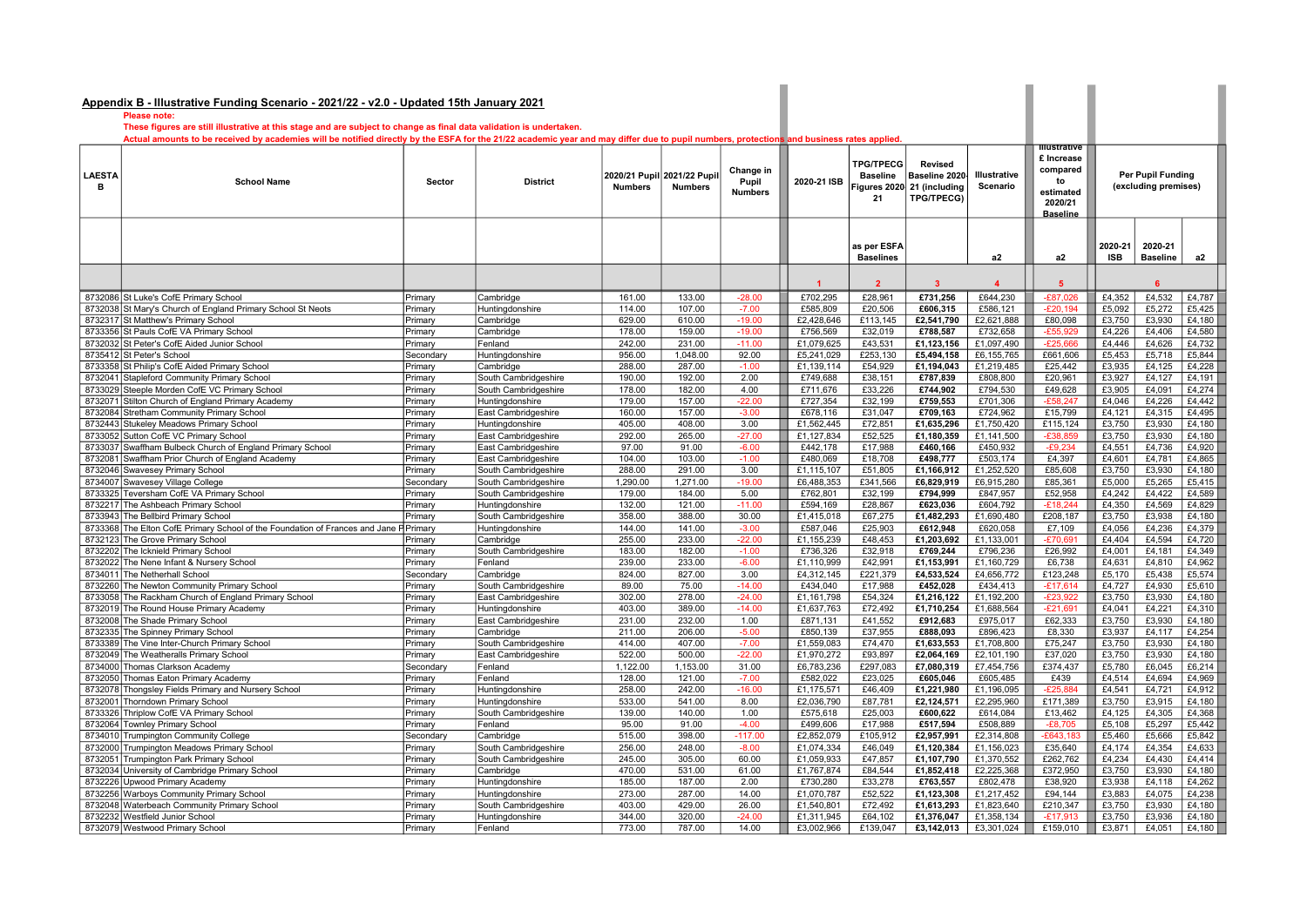## Appendix B - Illustrative Funding Scenario - 2021/22 - v2.0 - Updated 15th January 2021

**Please note:**

**These figures are still illustrative at this stage and are subject to change as final data validation is undertaken.**

**Actual amounts to be received by academies will be notified directly by the ESFA for the 21/22 academic year and may differ due to pupil numbers, protections and business rates applied.**

| LAESTAB | School Name | Sector | District | 2020/21 Pupil Numbers | 2021/22 Pupil Numbers | Change in Pupil Numbers | 2020-21 ISB | TPG/TPECG Baseline Figures 2020-21 | Revised Baseline 2020-21 (including TPG/TPECG) | Illustrative Scenario | Illustrative £ Increase compared to estimated 2020/21 Baseline | Per Pupil Funding (excluding premises) | | |
|---|---|---|---|---|---|---|---|---|---|---|---|---|---|---|
| | | | | | | | | as per ESFA Baselines | | a2 | a2 | 2020-21 ISB | 2020-21 Baseline | a2 |
| | | | | | | | 1 | 2 | 3 | 4 | 5 | | 6 | |
| 8732086 | St Luke's CofE Primary School | Primary | Cambridge | 161.00 | 133.00 | -28.00 | £702,295 | £28,961 | £731,256 | £644,230 | -£87,026 | £4,352 | £4,532 | £4,787 |
| 8732038 | St Mary's Church of England Primary School St Neots | Primary | Huntingdonshire | 114.00 | 107.00 | -7.00 | £585,809 | £20,506 | £606,315 | £586,121 | -£20,194 | £5,092 | £5,272 | £5,425 |
| 8732317 | St Matthew's Primary School | Primary | Cambridge | 629.00 | 610.00 | -19.00 | £2,428,646 | £113,145 | £2,541,790 | £2,621,888 | £80,098 | £3,750 | £3,930 | £4,180 |
| 8733356 | St Pauls CofE VA Primary School | Primary | Cambridge | 178.00 | 159.00 | -19.00 | £756,569 | £32,019 | £788,587 | £732,658 | -£55,929 | £4,226 | £4,406 | £4,580 |
| 8732032 | St Peter's CofE Aided Junior School | Primary | Fenland | 242.00 | 231.00 | -11.00 | £1,079,625 | £43,531 | £1,123,156 | £1,097,490 | -£25,666 | £4,446 | £4,626 | £4,732 |
| 8735412 | St Peter's School | Secondary | Huntingdonshire | 956.00 | 1,048.00 | 92.00 | £5,241,029 | £253,130 | £5,494,158 | £6,155,765 | £661,606 | £5,453 | £5,718 | £5,844 |
| 8733358 | St Philip's CofE Aided Primary School | Primary | Cambridge | 288.00 | 287.00 | -1.00 | £1,139,114 | £54,929 | £1,194,043 | £1,219,485 | £25,442 | £3,935 | £4,125 | £4,228 |
| 8732041 | Stapleford Community Primary School | Primary | South Cambridgeshire | 190.00 | 192.00 | 2.00 | £749,688 | £38,151 | £787,839 | £808,800 | £20,961 | £3,927 | £4,127 | £4,191 |
| 8733029 | Steeple Morden CofE VC Primary School | Primary | South Cambridgeshire | 178.00 | 182.00 | 4.00 | £711,676 | £33,226 | £744,902 | £794,530 | £49,628 | £3,905 | £4,091 | £4,274 |
| 8732071 | Stilton Church of England Primary Academy | Primary | Huntingdonshire | 179.00 | 157.00 | -22.00 | £727,354 | £32,199 | £759,553 | £701,306 | -£58,247 | £4,046 | £4,226 | £4,442 |
| 8732084 | Stretham Community Primary School | Primary | East Cambridgeshire | 160.00 | 157.00 | -3.00 | £678,116 | £31,047 | £709,163 | £724,962 | £15,799 | £4,121 | £4,315 | £4,495 |
| 8732443 | Stukeley Meadows Primary School | Primary | Huntingdonshire | 405.00 | 408.00 | 3.00 | £1,562,445 | £72,851 | £1,635,296 | £1,750,420 | £115,124 | £3,750 | £3,930 | £4,180 |
| 8733052 | Sutton CofE VC Primary School | Primary | East Cambridgeshire | 292.00 | 265.00 | -27.00 | £1,127,834 | £52,525 | £1,180,359 | £1,141,500 | -£38,859 | £3,750 | £3,930 | £4,180 |
| 8733037 | Swaffham Bulbeck Church of England Primary School | Primary | East Cambridgeshire | 97.00 | 91.00 | -6.00 | £442,178 | £17,988 | £460,166 | £450,932 | -£9,234 | £4,551 | £4,736 | £4,920 |
| 8732081 | Swaffham Prior Church of England Academy | Primary | East Cambridgeshire | 104.00 | 103.00 | -1.00 | £480,069 | £18,708 | £498,777 | £503,174 | £4,397 | £4,601 | £4,781 | £4,865 |
| 8732046 | Swavesey Primary School | Primary | South Cambridgeshire | 288.00 | 291.00 | 3.00 | £1,115,107 | £51,805 | £1,166,912 | £1,252,520 | £85,608 | £3,750 | £3,930 | £4,180 |
| 8734007 | Swavesey Village College | Secondary | South Cambridgeshire | 1,290.00 | 1,271.00 | -19.00 | £6,488,353 | £341,566 | £6,829,919 | £6,915,280 | £85,361 | £5,000 | £5,265 | £5,415 |
| 8733325 | Teversham CofE VA Primary School | Primary | South Cambridgeshire | 179.00 | 184.00 | 5.00 | £762,801 | £32,199 | £794,999 | £847,957 | £52,958 | £4,242 | £4,422 | £4,589 |
| 8732217 | The Ashbeach Primary School | Primary | Huntingdonshire | 132.00 | 121.00 | -11.00 | £594,169 | £28,867 | £623,036 | £604,792 | -£18,244 | £4,350 | £4,569 | £4,829 |
| 8733943 | The Bellbird Primary School | Primary | South Cambridgeshire | 358.00 | 388.00 | 30.00 | £1,415,018 | £67,275 | £1,482,293 | £1,690,480 | £208,187 | £3,750 | £3,938 | £4,180 |
| 8733368 | The Elton CofE Primary School of the Foundation of Frances and Jane P | Primary | Huntingdonshire | 144.00 | 141.00 | -3.00 | £587,046 | £25,903 | £612,948 | £620,058 | £7,109 | £4,056 | £4,236 | £4,379 |
| 8732123 | The Grove Primary School | Primary | Cambridge | 255.00 | 233.00 | -22.00 | £1,155,239 | £48,453 | £1,203,692 | £1,133,001 | -£70,691 | £4,404 | £4,594 | £4,720 |
| 8732202 | The Icknield Primary School | Primary | South Cambridgeshire | 183.00 | 182.00 | -1.00 | £736,326 | £32,918 | £769,244 | £796,236 | £26,992 | £4,001 | £4,181 | £4,349 |
| 8732022 | The Nene Infant & Nursery School | Primary | Fenland | 239.00 | 233.00 | -6.00 | £1,110,999 | £42,991 | £1,153,991 | £1,160,729 | £6,738 | £4,631 | £4,810 | £4,962 |
| 8734011 | The Netherhall School | Secondary | Cambridge | 824.00 | 827.00 | 3.00 | £4,312,145 | £221,379 | £4,533,524 | £4,656,772 | £123,248 | £5,170 | £5,438 | £5,574 |
| 8732260 | The Newton Community Primary School | Primary | South Cambridgeshire | 89.00 | 75.00 | -14.00 | £434,040 | £17,988 | £452,028 | £434,413 | -£17,614 | £4,727 | £4,930 | £5,610 |
| 8733058 | The Rackham Church of England Primary School | Primary | East Cambridgeshire | 302.00 | 278.00 | -24.00 | £1,161,798 | £54,324 | £1,216,122 | £1,192,200 | -£23,922 | £3,750 | £3,930 | £4,180 |
| 8732019 | The Round House Primary Academy | Primary | Huntingdonshire | 403.00 | 389.00 | -14.00 | £1,637,763 | £72,492 | £1,710,254 | £1,688,564 | -£21,691 | £4,041 | £4,221 | £4,310 |
| 8732008 | The Shade Primary School | Primary | East Cambridgeshire | 231.00 | 232.00 | 1.00 | £871,131 | £41,552 | £912,683 | £975,017 | £62,333 | £3,750 | £3,930 | £4,180 |
| 8732335 | The Spinney Primary School | Primary | Cambridge | 211.00 | 206.00 | -5.00 | £850,139 | £37,955 | £888,093 | £896,423 | £8,330 | £3,937 | £4,117 | £4,254 |
| 8733389 | The Vine Inter-Church Primary School | Primary | South Cambridgeshire | 414.00 | 407.00 | -7.00 | £1,559,083 | £74,470 | £1,633,553 | £1,708,800 | £75,247 | £3,750 | £3,930 | £4,180 |
| 8732049 | The Weatheralls Primary School | Primary | East Cambridgeshire | 522.00 | 500.00 | -22.00 | £1,970,272 | £93,897 | £2,064,169 | £2,101,190 | £37,020 | £3,750 | £3,930 | £4,180 |
| 8734000 | Thomas Clarkson Academy | Secondary | Fenland | 1,122.00 | 1,153.00 | 31.00 | £6,783,236 | £297,083 | £7,080,319 | £7,454,756 | £374,437 | £5,780 | £6,045 | £6,214 |
| 8732050 | Thomas Eaton Primary Academy | Primary | Fenland | 128.00 | 121.00 | -7.00 | £582,022 | £23,025 | £605,046 | £605,485 | £439 | £4,514 | £4,694 | £4,969 |
| 8732078 | Thongsley Fields Primary and Nursery School | Primary | Huntingdonshire | 258.00 | 242.00 | -16.00 | £1,175,571 | £46,409 | £1,221,980 | £1,196,095 | -£25,884 | £4,541 | £4,721 | £4,912 |
| 8732001 | Thorndown Primary School | Primary | Huntingdonshire | 533.00 | 541.00 | 8.00 | £2,036,790 | £87,781 | £2,124,571 | £2,295,960 | £171,389 | £3,750 | £3,915 | £4,180 |
| 8733326 | Thriplow CofE VA Primary School | Primary | South Cambridgeshire | 139.00 | 140.00 | 1.00 | £575,618 | £25,003 | £600,622 | £614,084 | £13,462 | £4,125 | £4,305 | £4,368 |
| 8732064 | Townley Primary School | Primary | Fenland | 95.00 | 91.00 | -4.00 | £499,606 | £17,988 | £517,594 | £508,889 | -£8,705 | £5,108 | £5,297 | £5,442 |
| 8734010 | Trumpington Community College | Secondary | Cambridge | 515.00 | 398.00 | -117.00 | £2,852,079 | £105,912 | £2,957,991 | £2,314,808 | -£643,183 | £5,460 | £5,666 | £5,842 |
| 8732000 | Trumpington Meadows Primary School | Primary | South Cambridgeshire | 256.00 | 248.00 | -8.00 | £1,074,334 | £46,049 | £1,120,384 | £1,156,023 | £35,640 | £4,174 | £4,354 | £4,633 |
| 8732051 | Trumpington Park Primary School | Primary | South Cambridgeshire | 245.00 | 305.00 | 60.00 | £1,059,933 | £47,857 | £1,107,790 | £1,370,552 | £262,762 | £4,234 | £4,430 | £4,414 |
| 8732034 | University of Cambridge Primary School | Primary | Cambridge | 470.00 | 531.00 | 61.00 | £1,767,874 | £84,544 | £1,852,418 | £2,225,368 | £372,950 | £3,750 | £3,930 | £4,180 |
| 8732226 | Upwood Primary Academy | Primary | Huntingdonshire | 185.00 | 187.00 | 2.00 | £730,280 | £33,278 | £763,557 | £802,478 | £38,920 | £3,938 | £4,118 | £4,262 |
| 8732256 | Warboys Community Primary School | Primary | Huntingdonshire | 273.00 | 287.00 | 14.00 | £1,070,787 | £52,522 | £1,123,308 | £1,217,452 | £94,144 | £3,883 | £4,075 | £4,238 |
| 8732048 | Waterbeach Community Primary School | Primary | South Cambridgeshire | 403.00 | 429.00 | 26.00 | £1,540,801 | £72,492 | £1,613,293 | £1,823,640 | £210,347 | £3,750 | £3,930 | £4,180 |
| 8732232 | Westfield Junior School | Primary | Huntingdonshire | 344.00 | 320.00 | -24.00 | £1,311,945 | £64,102 | £1,376,047 | £1,358,134 | -£17,913 | £3,750 | £3,936 | £4,180 |
| 8732079 | Westwood Primary School | Primary | Fenland | 773.00 | 787.00 | 14.00 | £3,002,966 | £139,047 | £3,142,013 | £3,301,024 | £159,010 | £3,871 | £4,051 | £4,180 |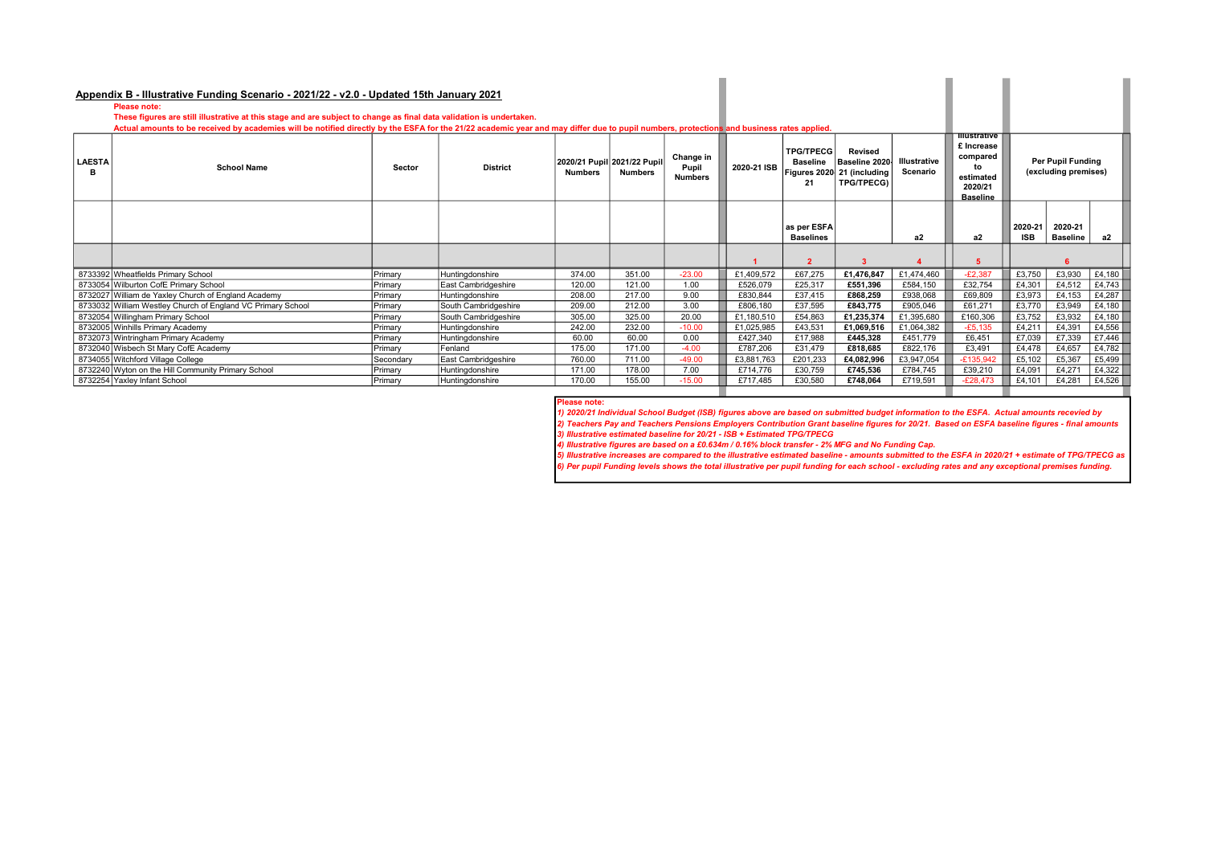## Appendix B - Illustrative Funding Scenario - 2021/22 - v2.0 - Updated 15th January 2021

**Please note:**

**These figures are still illustrative at this stage and are subject to change as final data validation is undertaken.**

**Actual amounts to be received by academies will be notified directly by the ESFA for the 21/22 academic year and may differ due to pupil numbers, protections and business rates applied.**

| LAESTAB | School Name | Sector | District | 2020/21 Pupil Numbers | 2021/22 Pupil Numbers | Change in Pupil Numbers | 2020-21 ISB | TPG/TPECG Baseline Figures 2020-21 | Revised Baseline 2020-21 (including TPG/TPECG) | Illustrative Scenario | Illustrative £ Increase compared to estimated 2020/21 Baseline | Per Pupil Funding (excluding premises) | | |
|---|---|---|---|---|---|---|---|---|---|---|---|---|---|---|
| | | | | | | | | as per ESFA Baselines | | a2 | a2 | 2020-21 ISB | 2020-21 Baseline | a2 |
| | | | | | | | 1 | 2 | 3 | 4 | 5 | 6 | | |
| 8733392 | Wheatfields Primary School | Primary | Huntingdonshire | 374.00 | 351.00 | -23.00 | £1,409,572 | £67,275 | £1,476,847 | £1,474,460 | -£2,387 | £3,750 | £3,930 | £4,180 |
| 8733054 | Wilburton CofE Primary School | Primary | East Cambridgeshire | 120.00 | 121.00 | 1.00 | £526,079 | £25,317 | £551,396 | £584,150 | £32,754 | £4,301 | £4,512 | £4,743 |
| 8732027 | William de Yaxley Church of England Academy | Primary | Huntingdonshire | 208.00 | 217.00 | 9.00 | £830,844 | £37,415 | £868,259 | £938,068 | £69,809 | £3,973 | £4,153 | £4,287 |
| 8733032 | William Westley Church of England VC Primary School | Primary | South Cambridgeshire | 209.00 | 212.00 | 3.00 | £806,180 | £37,595 | £843,775 | £905,046 | £61,271 | £3,770 | £3,949 | £4,180 |
| 8732054 | Willingham Primary School | Primary | South Cambridgeshire | 305.00 | 325.00 | 20.00 | £1,180,510 | £54,863 | £1,235,374 | £1,395,680 | £160,306 | £3,752 | £3,932 | £4,180 |
| 8732005 | Winhills Primary Academy | Primary | Huntingdonshire | 242.00 | 232.00 | -10.00 | £1,025,985 | £43,531 | £1,069,516 | £1,064,382 | -£5,135 | £4,211 | £4,391 | £4,556 |
| 8732073 | Wintringham Primary Academy | Primary | Huntingdonshire | 60.00 | 60.00 | 0.00 | £427,340 | £17,988 | £445,328 | £451,779 | £6,451 | £7,039 | £7,339 | £7,446 |
| 8732040 | Wisbech St Mary CofE Academy | Primary | Fenland | 175.00 | 171.00 | -4.00 | £787,206 | £31,479 | £818,685 | £822,176 | £3,491 | £4,478 | £4,657 | £4,782 |
| 8734055 | Witchford Village College | Secondary | East Cambridgeshire | 760.00 | 711.00 | -49.00 | £3,881,763 | £201,233 | £4,082,996 | £3,947,054 | -£135,942 | £5,102 | £5,367 | £5,499 |
| 8732240 | Wyton on the Hill Community Primary School | Primary | Huntingdonshire | 171.00 | 178.00 | 7.00 | £714,776 | £30,759 | £745,536 | £784,745 | £39,210 | £4,091 | £4,271 | £4,322 |
| 8732254 | Yaxley Infant School | Primary | Huntingdonshire | 170.00 | 155.00 | -15.00 | £717,485 | £30,580 | £748,064 | £719,591 | -£28,473 | £4,101 | £4,281 | £4,526 |

**Please note:**

*1) 2020/21 Individual School Budget (ISB) figures above are based on submitted budget information to the ESFA. Actual amounts recevied by*

*2) Teachers Pay and Teachers Pensions Employers Contribution Grant baseline figures for 20/21. Based on ESFA baseline figures - final amounts*

*3) Illustrative estimated baseline for 20/21 - ISB + Estimated TPG/TPECG*

*4) Illustrative figures are based on a £0.634m / 0.16% block transfer - 2% MFG and No Funding Cap.*

*5) Illustrative increases are compared to the illustrative estimated baseline - amounts submitted to the ESFA in 2020/21 + estimate of TPG/TPECG as*

*6) Per pupil Funding levels shows the total illustrative per pupil funding for each school - excluding rates and any exceptional premises funding.*